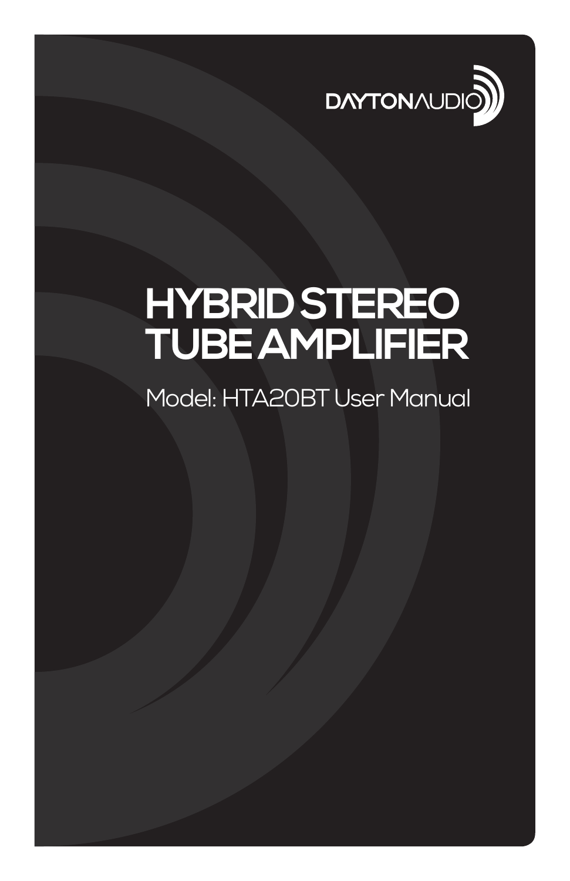DAYTONAUDIO

# HYBRID STEREO TUBE AMPLIFIER

Model: HTA20BT User Manual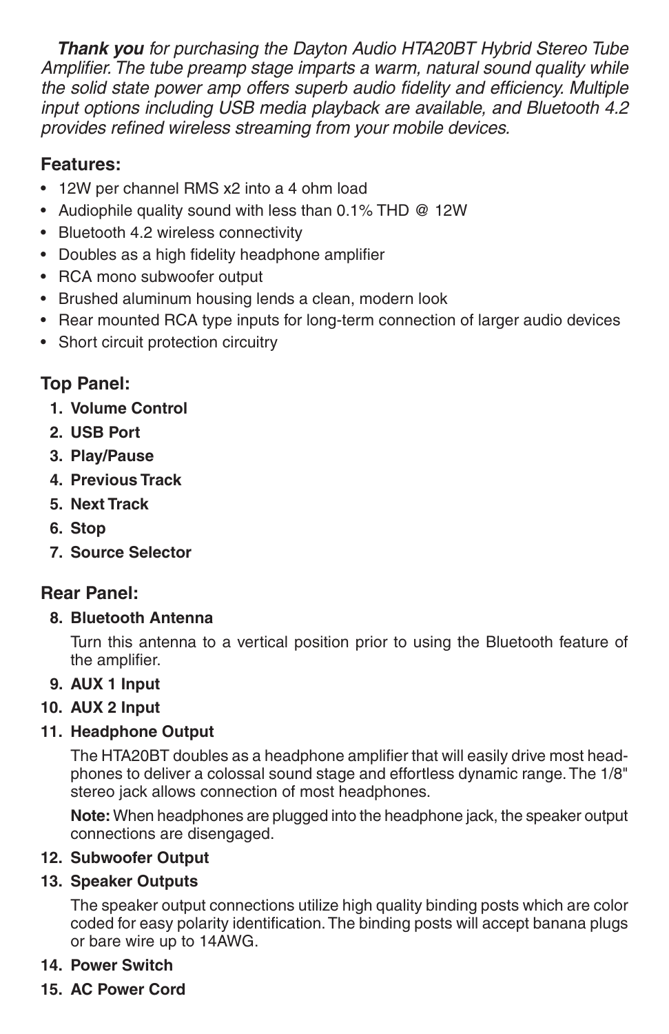***Thank you** for purchasing the Dayton Audio HTA20BT Hybrid Stereo Tube Amplifier. The tube preamp stage imparts a warm, natural sound quality while the solid state power amp offers superb audio fidelity and efficiency. Multiple input options including USB media playback are available, and Bluetooth 4.2 provides refined wireless streaming from your mobile devices.*

### Features:

- 12W per channel RMS x2 into a 4 ohm load
- Audiophile quality sound with less than 0.1% THD @ 12W
- Bluetooth 4.2 wireless connectivity
- Doubles as a high fidelity headphone amplifier
- RCA mono subwoofer output
- Brushed aluminum housing lends a clean, modern look
- Rear mounted RCA type inputs for long-term connection of larger audio devices
- Short circuit protection circuitry

### Top Panel:

1. **Volume Control**
2. **USB Port**
3. **Play/Pause**
4. **Previous Track**
5. **Next Track**
6. **Stop**
7. **Source Selector**

### Rear Panel:

8. **Bluetooth Antenna**

   Turn this antenna to a vertical position prior to using the Bluetooth feature of the amplifier.

9. **AUX 1 Input**
10. **AUX 2 Input**
11. **Headphone Output**

    The HTA20BT doubles as a headphone amplifier that will easily drive most headphones to deliver a colossal sound stage and effortless dynamic range. The 1/8" stereo jack allows connection of most headphones.

    **Note:** When headphones are plugged into the headphone jack, the speaker output connections are disengaged.

12. **Subwoofer Output**
13. **Speaker Outputs**

    The speaker output connections utilize high quality binding posts which are color coded for easy polarity identification. The binding posts will accept banana plugs or bare wire up to 14AWG.

14. **Power Switch**
15. **AC Power Cord**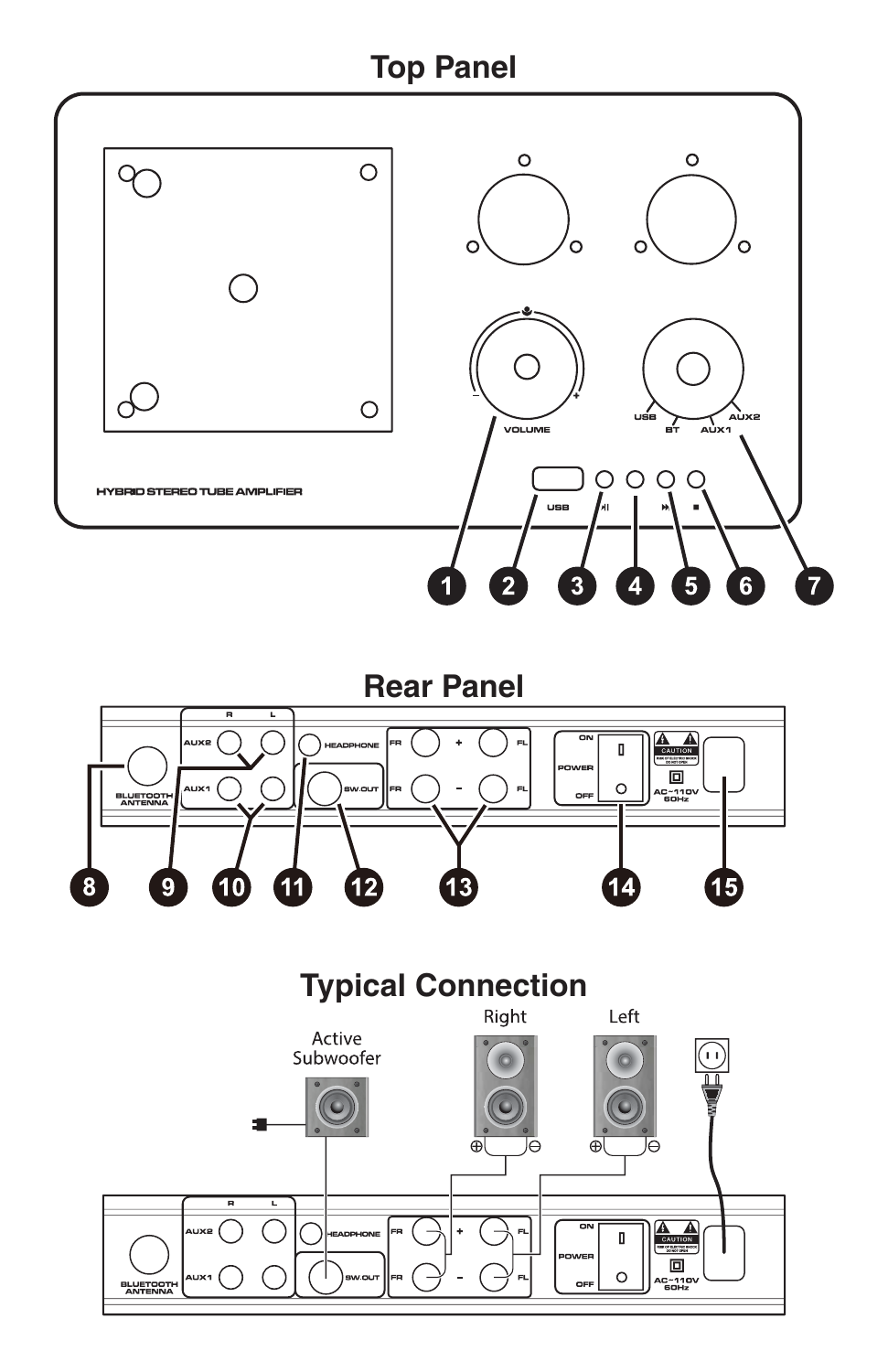## Top Panel

HYBRID STEREO TUBE AMPLIFIER

VOLUME

USB

BT

AUX1

AUX2

1 2 3 4 5 6 7

## Rear Panel

BLUETOOTH ANTENNA

AUX2

AUX1

R L

HEADPHONE

SW.OUT

FR + FL

FR - FL

ON

POWER

OFF

CAUTION

AC~110V 60Hz

8 9 10 11 12 13 14 15

## Typical Connection

Active Subwoofer

Right

Left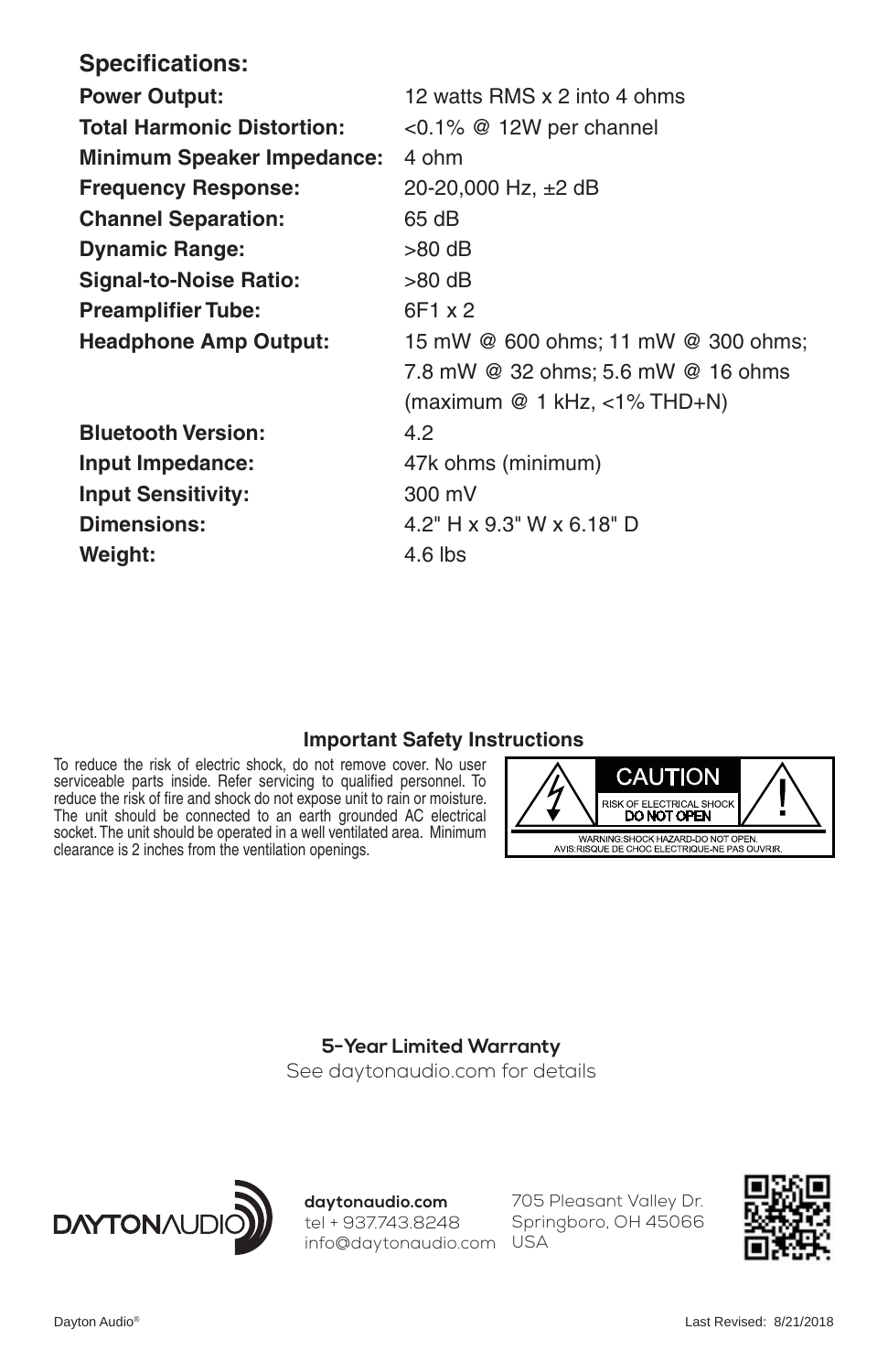## Specifications:

| | |
|---|---|
| **Power Output:** | 12 watts RMS x 2 into 4 ohms |
| **Total Harmonic Distortion:** | <0.1% @ 12W per channel |
| **Minimum Speaker Impedance:** | 4 ohm |
| **Frequency Response:** | 20-20,000 Hz, ±2 dB |
| **Channel Separation:** | 65 dB |
| **Dynamic Range:** | >80 dB |
| **Signal-to-Noise Ratio:** | >80 dB |
| **Preamplifier Tube:** | 6F1 x 2 |
| **Headphone Amp Output:** | 15 mW @ 600 ohms; 11 mW @ 300 ohms; 7.8 mW @ 32 ohms; 5.6 mW @ 16 ohms (maximum @ 1 kHz, <1% THD+N) |
| **Bluetooth Version:** | 4.2 |
| **Input Impedance:** | 47k ohms (minimum) |
| **Input Sensitivity:** | 300 mV |
| **Dimensions:** | 4.2" H x 9.3" W x 6.18" D |
| **Weight:** | 4.6 lbs |

### Important Safety Instructions

To reduce the risk of electric shock, do not remove cover. No user serviceable parts inside. Refer servicing to qualified personnel. To reduce the risk of fire and shock do not expose unit to rain or moisture. The unit should be connected to an earth grounded AC electrical socket. The unit should be operated in a well ventilated area. Minimum clearance is 2 inches from the ventilation openings.

CAUTION
RISK OF ELECTRICAL SHOCK
DO NOT OPEN
WARNING:SHOCK HAZARD-DO NOT OPEN.
AVIS:RISQUE DE CHOC ELECTRIQUE-NE PAS OUVRIR.

**5-Year Limited Warranty**
See daytonaudio.com for details

DAYTONAUDIO

**daytonaudio.com**
tel + 937.743.8248
info@daytonaudio.com

705 Pleasant Valley Dr.
Springboro, OH 45066
USA

Dayton Audio®

Last Revised: 8/21/2018